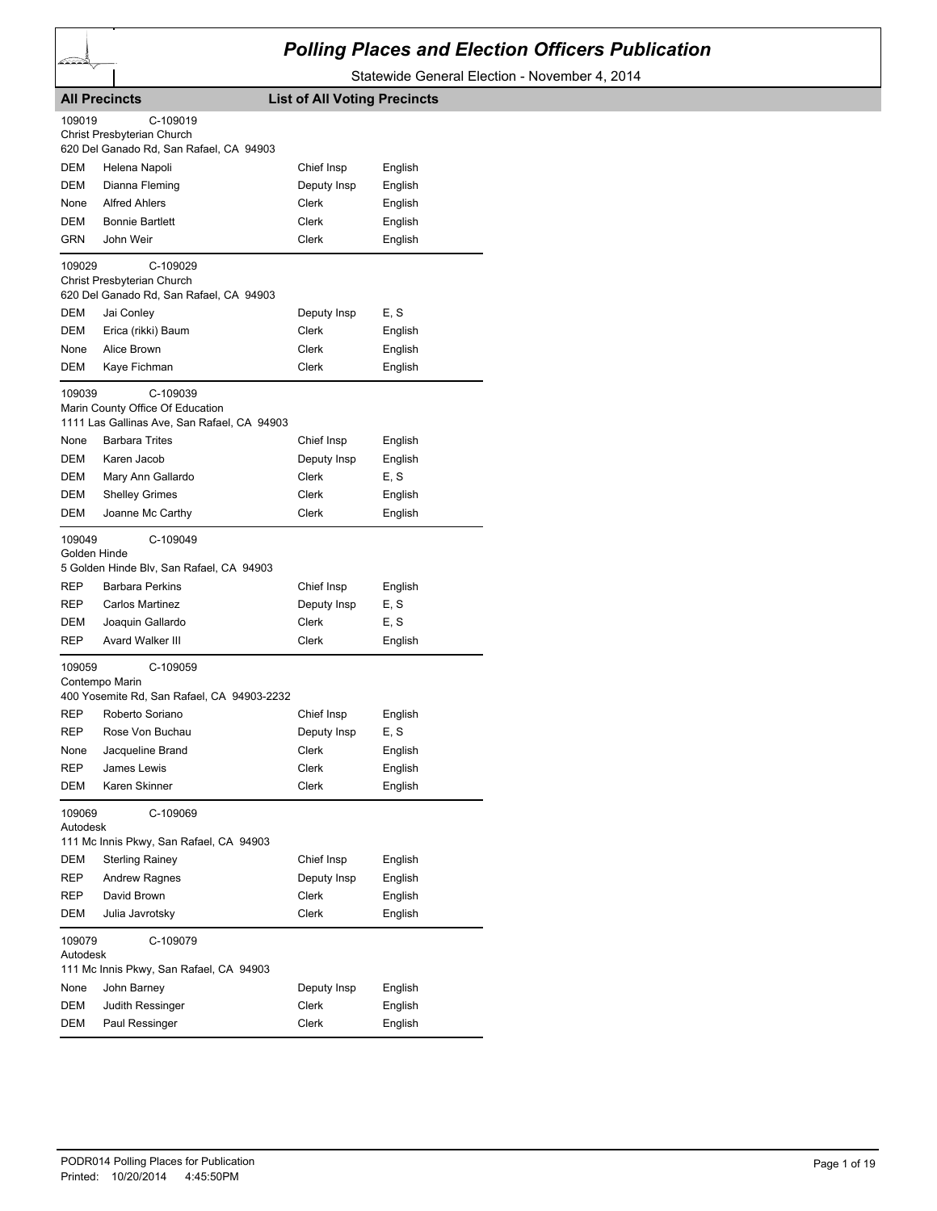# Polling Places and Election Officers Publication

Statewide General Election - November 4, 2014

**All Precincts** **List of All Voting Precincts**

109019 C-109019
Christ Presbyterian Church
620 Del Ganado Rd, San Rafael, CA 94903

| | | | |
|---|---|---|---|
| DEM | Helena Napoli | Chief Insp | English |
| DEM | Dianna Fleming | Deputy Insp | English |
| None | Alfred Ahlers | Clerk | English |
| DEM | Bonnie Bartlett | Clerk | English |
| GRN | John Weir | Clerk | English |

109029 C-109029
Christ Presbyterian Church
620 Del Ganado Rd, San Rafael, CA 94903

| | | | |
|---|---|---|---|
| DEM | Jai Conley | Deputy Insp | E, S |
| DEM | Erica (rikki) Baum | Clerk | English |
| None | Alice Brown | Clerk | English |
| DEM | Kaye Fichman | Clerk | English |

109039 C-109039
Marin County Office Of Education
1111 Las Gallinas Ave, San Rafael, CA 94903

| | | | |
|---|---|---|---|
| None | Barbara Trites | Chief Insp | English |
| DEM | Karen Jacob | Deputy Insp | English |
| DEM | Mary Ann Gallardo | Clerk | E, S |
| DEM | Shelley Grimes | Clerk | English |
| DEM | Joanne Mc Carthy | Clerk | English |

109049 C-109049
Golden Hinde
5 Golden Hinde Blv, San Rafael, CA 94903

| | | | |
|---|---|---|---|
| REP | Barbara Perkins | Chief Insp | English |
| REP | Carlos Martinez | Deputy Insp | E, S |
| DEM | Joaquin Gallardo | Clerk | E, S |
| REP | Avard Walker III | Clerk | English |

109059 C-109059
Contempo Marin
400 Yosemite Rd, San Rafael, CA 94903-2232

| | | | |
|---|---|---|---|
| REP | Roberto Soriano | Chief Insp | English |
| REP | Rose Von Buchau | Deputy Insp | E, S |
| None | Jacqueline Brand | Clerk | English |
| REP | James Lewis | Clerk | English |
| DEM | Karen Skinner | Clerk | English |

109069 C-109069
Autodesk
111 Mc Innis Pkwy, San Rafael, CA 94903

| | | | |
|---|---|---|---|
| DEM | Sterling Rainey | Chief Insp | English |
| REP | Andrew Ragnes | Deputy Insp | English |
| REP | David Brown | Clerk | English |
| DEM | Julia Javrotsky | Clerk | English |

109079 C-109079
Autodesk
111 Mc Innis Pkwy, San Rafael, CA 94903

| | | | |
|---|---|---|---|
| None | John Barney | Deputy Insp | English |
| DEM | Judith Ressinger | Clerk | English |
| DEM | Paul Ressinger | Clerk | English |

PODR014 Polling Places for Publication
Printed: 10/20/2014 4:45:50PM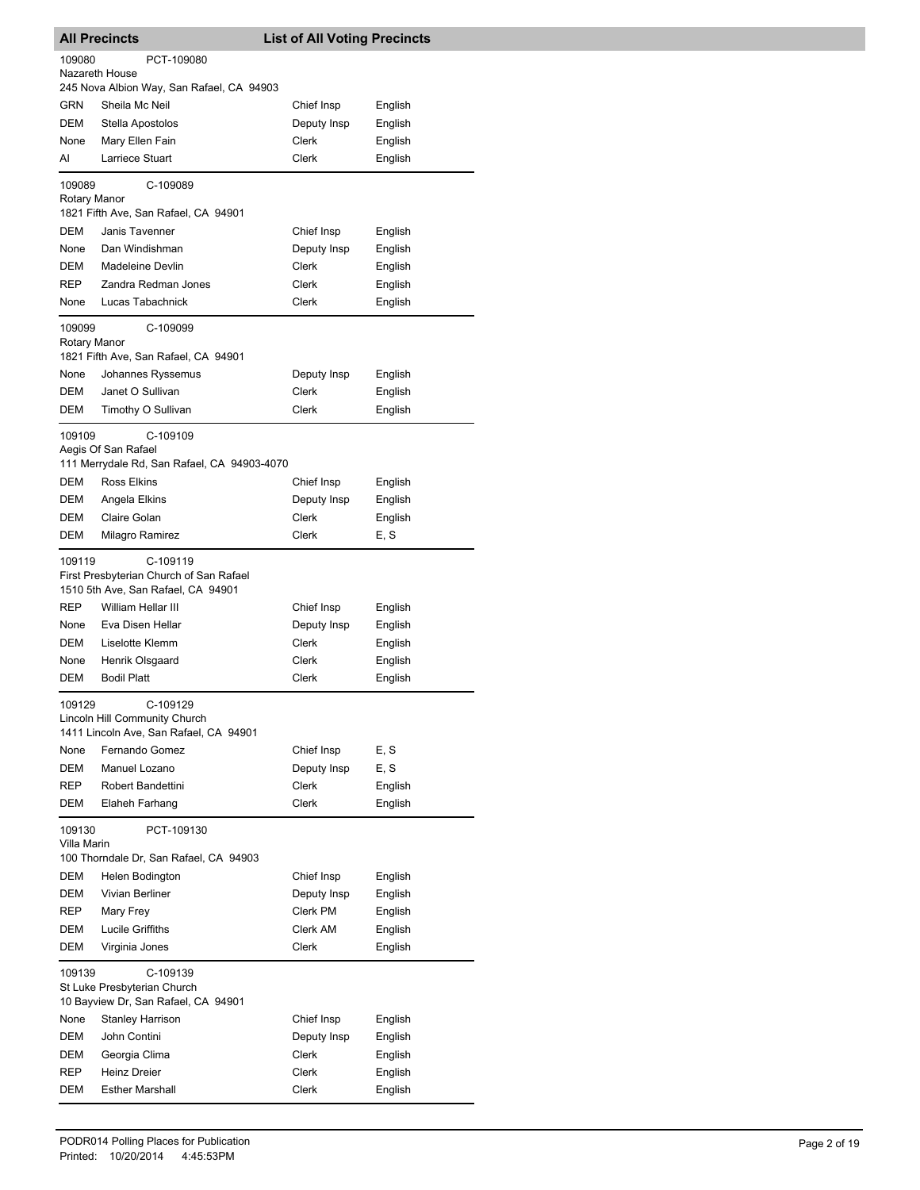## All Precincts — List of All Voting Precincts

### 109080 — PCT-109080
Nazareth House
245 Nova Albion Way, San Rafael, CA 94903

| Party | Name | Position | Language |
|---|---|---|---|
| GRN | Sheila Mc Neil | Chief Insp | English |
| DEM | Stella Apostolos | Deputy Insp | English |
| None | Mary Ellen Fain | Clerk | English |
| AI | Larriece Stuart | Clerk | English |

### 109089 — C-109089
Rotary Manor
1821 Fifth Ave, San Rafael, CA 94901

| Party | Name | Position | Language |
|---|---|---|---|
| DEM | Janis Tavenner | Chief Insp | English |
| None | Dan Windishman | Deputy Insp | English |
| DEM | Madeleine Devlin | Clerk | English |
| REP | Zandra Redman Jones | Clerk | English |
| None | Lucas Tabachnick | Clerk | English |

### 109099 — C-109099
Rotary Manor
1821 Fifth Ave, San Rafael, CA 94901

| Party | Name | Position | Language |
|---|---|---|---|
| None | Johannes Ryssemus | Deputy Insp | English |
| DEM | Janet O Sullivan | Clerk | English |
| DEM | Timothy O Sullivan | Clerk | English |

### 109109 — C-109109
Aegis Of San Rafael
111 Merrydale Rd, San Rafael, CA 94903-4070

| Party | Name | Position | Language |
|---|---|---|---|
| DEM | Ross Elkins | Chief Insp | English |
| DEM | Angela Elkins | Deputy Insp | English |
| DEM | Claire Golan | Clerk | English |
| DEM | Milagro Ramirez | Clerk | E, S |

### 109119 — C-109119
First Presbyterian Church of San Rafael
1510 5th Ave, San Rafael, CA 94901

| Party | Name | Position | Language |
|---|---|---|---|
| REP | William Hellar III | Chief Insp | English |
| None | Eva Disen Hellar | Deputy Insp | English |
| DEM | Liselotte Klemm | Clerk | English |
| None | Henrik Olsgaard | Clerk | English |
| DEM | Bodil Platt | Clerk | English |

### 109129 — C-109129
Lincoln Hill Community Church
1411 Lincoln Ave, San Rafael, CA 94901

| Party | Name | Position | Language |
|---|---|---|---|
| None | Fernando Gomez | Chief Insp | E, S |
| DEM | Manuel Lozano | Deputy Insp | E, S |
| REP | Robert Bandettini | Clerk | English |
| DEM | Elaheh Farhang | Clerk | English |

### 109130 — PCT-109130
Villa Marin
100 Thorndale Dr, San Rafael, CA 94903

| Party | Name | Position | Language |
|---|---|---|---|
| DEM | Helen Bodington | Chief Insp | English |
| DEM | Vivian Berliner | Deputy Insp | English |
| REP | Mary Frey | Clerk PM | English |
| DEM | Lucile Griffiths | Clerk AM | English |
| DEM | Virginia Jones | Clerk | English |

### 109139 — C-109139
St Luke Presbyterian Church
10 Bayview Dr, San Rafael, CA 94901

| Party | Name | Position | Language |
|---|---|---|---|
| None | Stanley Harrison | Chief Insp | English |
| DEM | John Contini | Deputy Insp | English |
| DEM | Georgia Clima | Clerk | English |
| REP | Heinz Dreier | Clerk | English |
| DEM | Esther Marshall | Clerk | English |

PODR014 Polling Places for Publication
Printed: 10/20/2014 4:45:53PM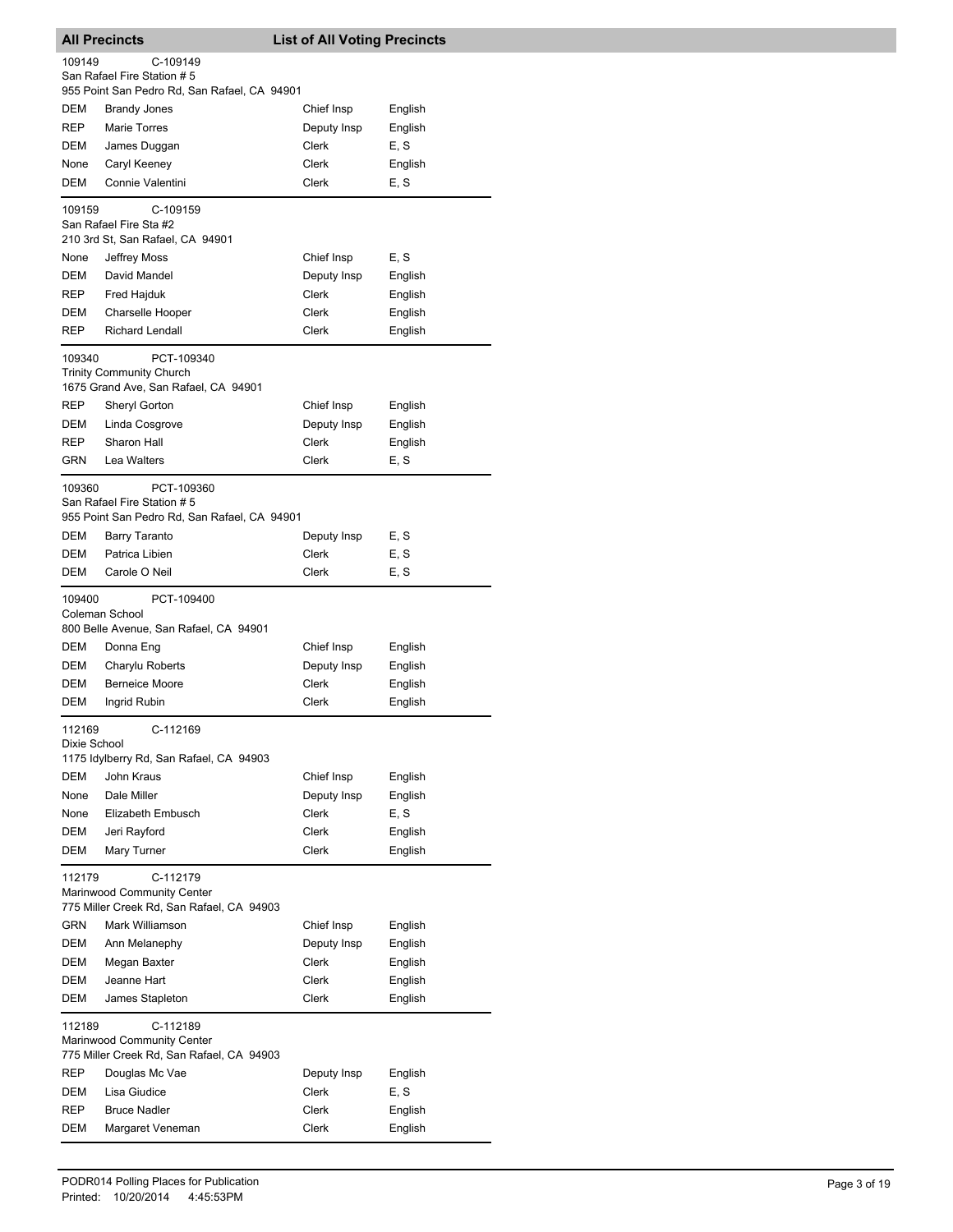## All Precincts — List of All Voting Precincts

**109149** C-109149
San Rafael Fire Station # 5
955 Point San Pedro Rd, San Rafael, CA 94901

| | | | |
|---|---|---|---|
| DEM | Brandy Jones | Chief Insp | English |
| REP | Marie Torres | Deputy Insp | English |
| DEM | James Duggan | Clerk | E, S |
| None | Caryl Keeney | Clerk | English |
| DEM | Connie Valentini | Clerk | E, S |

**109159** C-109159
San Rafael Fire Sta #2
210 3rd St, San Rafael, CA 94901

| | | | |
|---|---|---|---|
| None | Jeffrey Moss | Chief Insp | E, S |
| DEM | David Mandel | Deputy Insp | English |
| REP | Fred Hajduk | Clerk | English |
| DEM | Charselle Hooper | Clerk | English |
| REP | Richard Lendall | Clerk | English |

**109340** PCT-109340
Trinity Community Church
1675 Grand Ave, San Rafael, CA 94901

| | | | |
|---|---|---|---|
| REP | Sheryl Gorton | Chief Insp | English |
| DEM | Linda Cosgrove | Deputy Insp | English |
| REP | Sharon Hall | Clerk | English |
| GRN | Lea Walters | Clerk | E, S |

**109360** PCT-109360
San Rafael Fire Station # 5
955 Point San Pedro Rd, San Rafael, CA 94901

| | | | |
|---|---|---|---|
| DEM | Barry Taranto | Deputy Insp | E, S |
| DEM | Patrica Libien | Clerk | E, S |
| DEM | Carole O Neil | Clerk | E, S |

**109400** PCT-109400
Coleman School
800 Belle Avenue, San Rafael, CA 94901

| | | | |
|---|---|---|---|
| DEM | Donna Eng | Chief Insp | English |
| DEM | Charylu Roberts | Deputy Insp | English |
| DEM | Berneice Moore | Clerk | English |
| DEM | Ingrid Rubin | Clerk | English |

**112169** C-112169
Dixie School
1175 Idylberry Rd, San Rafael, CA 94903

| | | | |
|---|---|---|---|
| DEM | John Kraus | Chief Insp | English |
| None | Dale Miller | Deputy Insp | English |
| None | Elizabeth Embusch | Clerk | E, S |
| DEM | Jeri Rayford | Clerk | English |
| DEM | Mary Turner | Clerk | English |

**112179** C-112179
Marinwood Community Center
775 Miller Creek Rd, San Rafael, CA 94903

| | | | |
|---|---|---|---|
| GRN | Mark Williamson | Chief Insp | English |
| DEM | Ann Melanephy | Deputy Insp | English |
| DEM | Megan Baxter | Clerk | English |
| DEM | Jeanne Hart | Clerk | English |
| DEM | James Stapleton | Clerk | English |

**112189** C-112189
Marinwood Community Center
775 Miller Creek Rd, San Rafael, CA 94903

| | | | |
|---|---|---|---|
| REP | Douglas Mc Vae | Deputy Insp | English |
| DEM | Lisa Giudice | Clerk | E, S |
| REP | Bruce Nadler | Clerk | English |
| DEM | Margaret Veneman | Clerk | English |

PODR014 Polling Places for Publication
Printed: 10/20/2014 4:45:53PM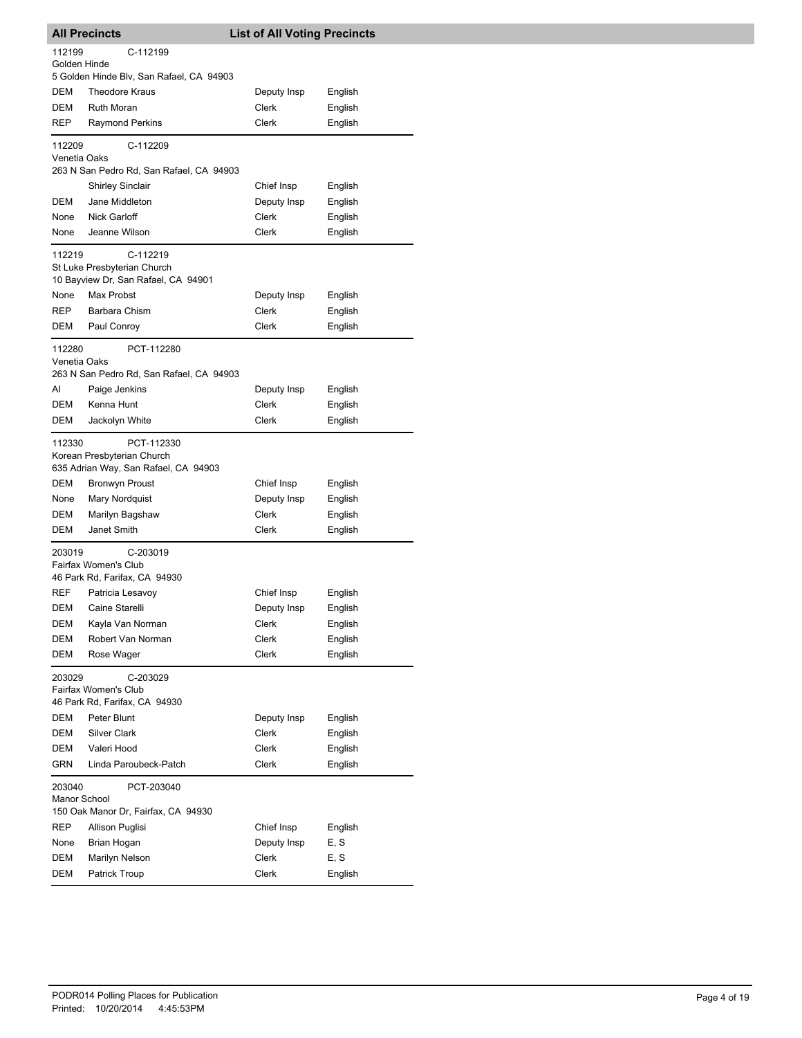## All Precincts — List of All Voting Precincts

**112199** C-112199
Golden Hinde
5 Golden Hinde Blv, San Rafael, CA 94903

| Party | Name | Position | Language |
|---|---|---|---|
| DEM | Theodore Kraus | Deputy Insp | English |
| DEM | Ruth Moran | Clerk | English |
| REP | Raymond Perkins | Clerk | English |

**112209** C-112209
Venetia Oaks
263 N San Pedro Rd, San Rafael, CA 94903

| Party | Name | Position | Language |
|---|---|---|---|
| | Shirley Sinclair | Chief Insp | English |
| DEM | Jane Middleton | Deputy Insp | English |
| None | Nick Garloff | Clerk | English |
| None | Jeanne Wilson | Clerk | English |

**112219** C-112219
St Luke Presbyterian Church
10 Bayview Dr, San Rafael, CA 94901

| Party | Name | Position | Language |
|---|---|---|---|
| None | Max Probst | Deputy Insp | English |
| REP | Barbara Chism | Clerk | English |
| DEM | Paul Conroy | Clerk | English |

**112280** PCT-112280
Venetia Oaks
263 N San Pedro Rd, San Rafael, CA 94903

| Party | Name | Position | Language |
|---|---|---|---|
| AI | Paige Jenkins | Deputy Insp | English |
| DEM | Kenna Hunt | Clerk | English |
| DEM | Jackolyn White | Clerk | English |

**112330** PCT-112330
Korean Presbyterian Church
635 Adrian Way, San Rafael, CA 94903

| Party | Name | Position | Language |
|---|---|---|---|
| DEM | Bronwyn Proust | Chief Insp | English |
| None | Mary Nordquist | Deputy Insp | English |
| DEM | Marilyn Bagshaw | Clerk | English |
| DEM | Janet Smith | Clerk | English |

**203019** C-203019
Fairfax Women's Club
46 Park Rd, Farifax, CA 94930

| Party | Name | Position | Language |
|---|---|---|---|
| REF | Patricia Lesavoy | Chief Insp | English |
| DEM | Caine Starelli | Deputy Insp | English |
| DEM | Kayla Van Norman | Clerk | English |
| DEM | Robert Van Norman | Clerk | English |
| DEM | Rose Wager | Clerk | English |

**203029** C-203029
Fairfax Women's Club
46 Park Rd, Farifax, CA 94930

| Party | Name | Position | Language |
|---|---|---|---|
| DEM | Peter Blunt | Deputy Insp | English |
| DEM | Silver Clark | Clerk | English |
| DEM | Valeri Hood | Clerk | English |
| GRN | Linda Paroubeck-Patch | Clerk | English |

**203040** PCT-203040
Manor School
150 Oak Manor Dr, Fairfax, CA 94930

| Party | Name | Position | Language |
|---|---|---|---|
| REP | Allison Puglisi | Chief Insp | English |
| None | Brian Hogan | Deputy Insp | E, S |
| DEM | Marilyn Nelson | Clerk | E, S |
| DEM | Patrick Troup | Clerk | English |

PODR014 Polling Places for Publication
Printed: 10/20/2014 4:45:53PM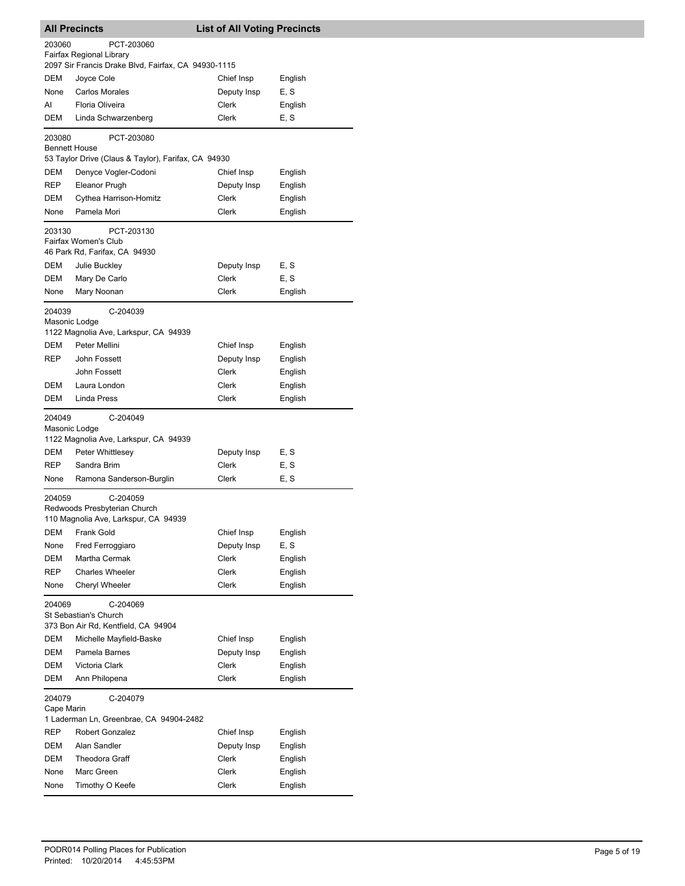**All Precincts** — **List of All Voting Precincts**

**203060** PCT-203060
Fairfax Regional Library
2097 Sir Francis Drake Blvd, Fairfax, CA 94930-1115

| | | | |
|---|---|---|---|
| DEM | Joyce Cole | Chief Insp | English |
| None | Carlos Morales | Deputy Insp | E, S |
| AI | Floria Oliveira | Clerk | English |
| DEM | Linda Schwarzenberg | Clerk | E, S |

**203080** PCT-203080
Bennett House
53 Taylor Drive (Claus & Taylor), Farifax, CA 94930

| | | | |
|---|---|---|---|
| DEM | Denyce Vogler-Codoni | Chief Insp | English |
| REP | Eleanor Prugh | Deputy Insp | English |
| DEM | Cythea Harrison-Homitz | Clerk | English |
| None | Pamela Mori | Clerk | English |

**203130** PCT-203130
Fairfax Women's Club
46 Park Rd, Farifax, CA 94930

| | | | |
|---|---|---|---|
| DEM | Julie Buckley | Deputy Insp | E, S |
| DEM | Mary De Carlo | Clerk | E, S |
| None | Mary Noonan | Clerk | English |

**204039** C-204039
Masonic Lodge
1122 Magnolia Ave, Larkspur, CA 94939

| | | | |
|---|---|---|---|
| DEM | Peter Mellini | Chief Insp | English |
| REP | John Fossett | Deputy Insp | English |
| | John Fossett | Clerk | English |
| DEM | Laura London | Clerk | English |
| DEM | Linda Press | Clerk | English |

**204049** C-204049
Masonic Lodge
1122 Magnolia Ave, Larkspur, CA 94939

| | | | |
|---|---|---|---|
| DEM | Peter Whittlesey | Deputy Insp | E, S |
| REP | Sandra Brim | Clerk | E, S |
| None | Ramona Sanderson-Burglin | Clerk | E, S |

**204059** C-204059
Redwoods Presbyterian Church
110 Magnolia Ave, Larkspur, CA 94939

| | | | |
|---|---|---|---|
| DEM | Frank Gold | Chief Insp | English |
| None | Fred Ferroggiaro | Deputy Insp | E, S |
| DEM | Martha Cermak | Clerk | English |
| REP | Charles Wheeler | Clerk | English |
| None | Cheryl Wheeler | Clerk | English |

**204069** C-204069
St Sebastian's Church
373 Bon Air Rd, Kentfield, CA 94904

| | | | |
|---|---|---|---|
| DEM | Michelle Mayfield-Baske | Chief Insp | English |
| DEM | Pamela Barnes | Deputy Insp | English |
| DEM | Victoria Clark | Clerk | English |
| DEM | Ann Philopena | Clerk | English |

**204079** C-204079
Cape Marin
1 Laderman Ln, Greenbrae, CA 94904-2482

| | | | |
|---|---|---|---|
| REP | Robert Gonzalez | Chief Insp | English |
| DEM | Alan Sandler | Deputy Insp | English |
| DEM | Theodora Graff | Clerk | English |
| None | Marc Green | Clerk | English |
| None | Timothy O Keefe | Clerk | English |

PODR014 Polling Places for Publication
Printed: 10/20/2014 4:45:53PM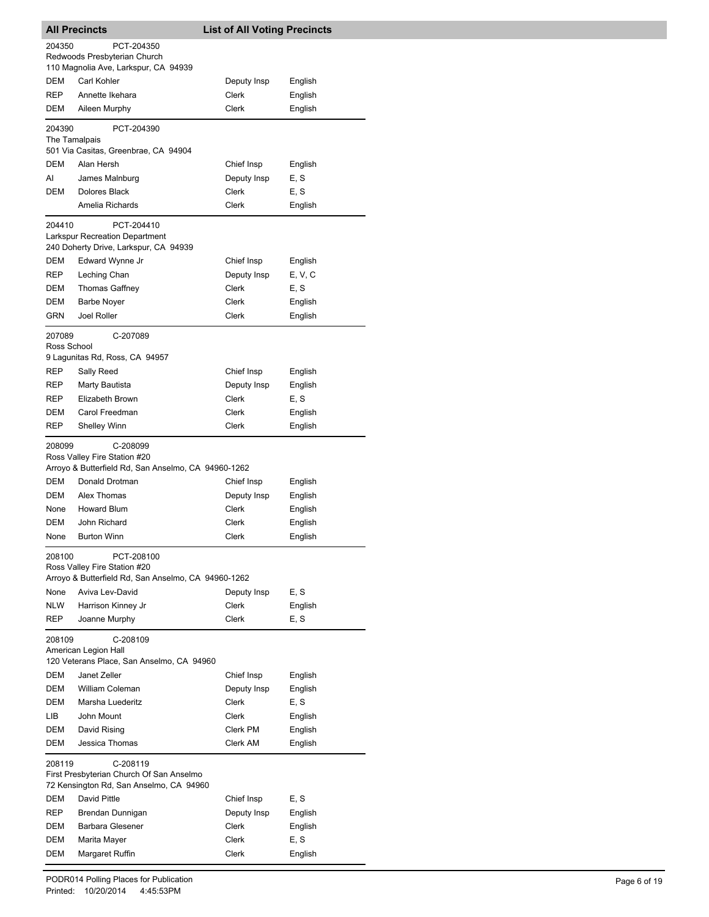## All Precincts — List of All Voting Precincts

**204350** PCT-204350
Redwoods Presbyterian Church
110 Magnolia Ave, Larkspur, CA 94939

| Party | Name | Position | Language |
|---|---|---|---|
| DEM | Carl Kohler | Deputy Insp | English |
| REP | Annette Ikehara | Clerk | English |
| DEM | Aileen Murphy | Clerk | English |

**204390** PCT-204390
The Tamalpais
501 Via Casitas, Greenbrae, CA 94904

| Party | Name | Position | Language |
|---|---|---|---|
| DEM | Alan Hersh | Chief Insp | English |
| AI | James Malnburg | Deputy Insp | E, S |
| DEM | Dolores Black | Clerk | E, S |
| | Amelia Richards | Clerk | English |

**204410** PCT-204410
Larkspur Recreation Department
240 Doherty Drive, Larkspur, CA 94939

| Party | Name | Position | Language |
|---|---|---|---|
| DEM | Edward Wynne Jr | Chief Insp | English |
| REP | Leching Chan | Deputy Insp | E, V, C |
| DEM | Thomas Gaffney | Clerk | E, S |
| DEM | Barbe Noyer | Clerk | English |
| GRN | Joel Roller | Clerk | English |

**207089** C-207089
Ross School
9 Lagunitas Rd, Ross, CA 94957

| Party | Name | Position | Language |
|---|---|---|---|
| REP | Sally Reed | Chief Insp | English |
| REP | Marty Bautista | Deputy Insp | English |
| REP | Elizabeth Brown | Clerk | E, S |
| DEM | Carol Freedman | Clerk | English |
| REP | Shelley Winn | Clerk | English |

**208099** C-208099
Ross Valley Fire Station #20
Arroyo & Butterfield Rd, San Anselmo, CA 94960-1262

| Party | Name | Position | Language |
|---|---|---|---|
| DEM | Donald Drotman | Chief Insp | English |
| DEM | Alex Thomas | Deputy Insp | English |
| None | Howard Blum | Clerk | English |
| DEM | John Richard | Clerk | English |
| None | Burton Winn | Clerk | English |

**208100** PCT-208100
Ross Valley Fire Station #20
Arroyo & Butterfield Rd, San Anselmo, CA 94960-1262

| Party | Name | Position | Language |
|---|---|---|---|
| None | Aviva Lev-David | Deputy Insp | E, S |
| NLW | Harrison Kinney Jr | Clerk | English |
| REP | Joanne Murphy | Clerk | E, S |

**208109** C-208109
American Legion Hall
120 Veterans Place, San Anselmo, CA 94960

| Party | Name | Position | Language |
|---|---|---|---|
| DEM | Janet Zeller | Chief Insp | English |
| DEM | William Coleman | Deputy Insp | English |
| DEM | Marsha Luederitz | Clerk | E, S |
| LIB | John Mount | Clerk | English |
| DEM | David Rising | Clerk PM | English |
| DEM | Jessica Thomas | Clerk AM | English |

**208119** C-208119
First Presbyterian Church Of San Anselmo
72 Kensington Rd, San Anselmo, CA 94960

| Party | Name | Position | Language |
|---|---|---|---|
| DEM | David Pittle | Chief Insp | E, S |
| REP | Brendan Dunnigan | Deputy Insp | English |
| DEM | Barbara Glesener | Clerk | English |
| DEM | Marita Mayer | Clerk | E, S |
| DEM | Margaret Ruffin | Clerk | English |

PODR014 Polling Places for Publication
Printed: 10/20/2014 4:45:53PM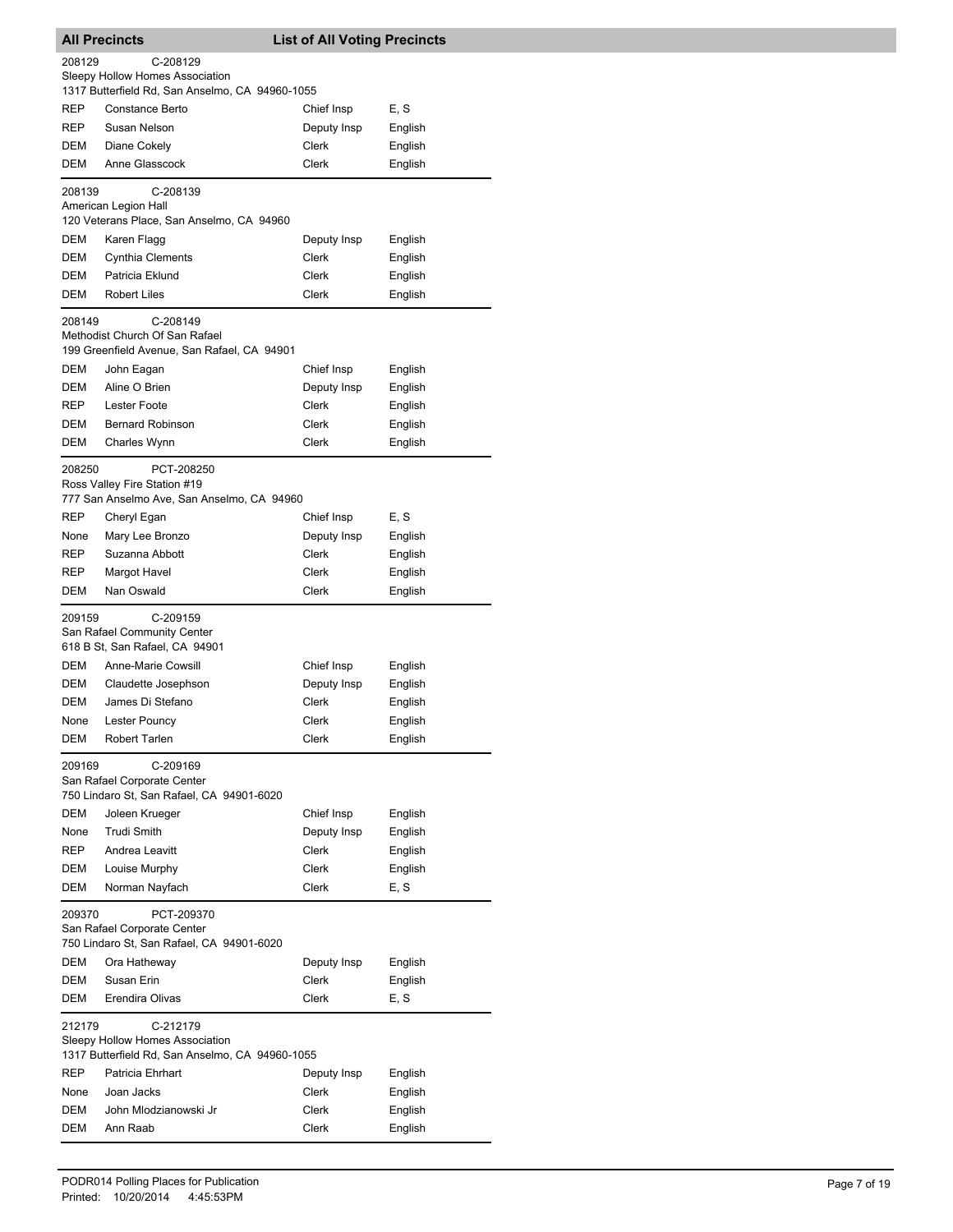## All Precincts — List of All Voting Precincts

**208129** C-208129
Sleepy Hollow Homes Association
1317 Butterfield Rd, San Anselmo, CA 94960-1055

| | | | |
|---|---|---|---|
| REP | Constance Berto | Chief Insp | E, S |
| REP | Susan Nelson | Deputy Insp | English |
| DEM | Diane Cokely | Clerk | English |
| DEM | Anne Glasscock | Clerk | English |

**208139** C-208139
American Legion Hall
120 Veterans Place, San Anselmo, CA 94960

| | | | |
|---|---|---|---|
| DEM | Karen Flagg | Deputy Insp | English |
| DEM | Cynthia Clements | Clerk | English |
| DEM | Patricia Eklund | Clerk | English |
| DEM | Robert Liles | Clerk | English |

**208149** C-208149
Methodist Church Of San Rafael
199 Greenfield Avenue, San Rafael, CA 94901

| | | | |
|---|---|---|---|
| DEM | John Eagan | Chief Insp | English |
| DEM | Aline O Brien | Deputy Insp | English |
| REP | Lester Foote | Clerk | English |
| DEM | Bernard Robinson | Clerk | English |
| DEM | Charles Wynn | Clerk | English |

**208250** PCT-208250
Ross Valley Fire Station #19
777 San Anselmo Ave, San Anselmo, CA 94960

| | | | |
|---|---|---|---|
| REP | Cheryl Egan | Chief Insp | E, S |
| None | Mary Lee Bronzo | Deputy Insp | English |
| REP | Suzanna Abbott | Clerk | English |
| REP | Margot Havel | Clerk | English |
| DEM | Nan Oswald | Clerk | English |

**209159** C-209159
San Rafael Community Center
618 B St, San Rafael, CA 94901

| | | | |
|---|---|---|---|
| DEM | Anne-Marie Cowsill | Chief Insp | English |
| DEM | Claudette Josephson | Deputy Insp | English |
| DEM | James Di Stefano | Clerk | English |
| None | Lester Pouncy | Clerk | English |
| DEM | Robert Tarlen | Clerk | English |

**209169** C-209169
San Rafael Corporate Center
750 Lindaro St, San Rafael, CA 94901-6020

| | | | |
|---|---|---|---|
| DEM | Joleen Krueger | Chief Insp | English |
| None | Trudi Smith | Deputy Insp | English |
| REP | Andrea Leavitt | Clerk | English |
| DEM | Louise Murphy | Clerk | English |
| DEM | Norman Nayfach | Clerk | E, S |

**209370** PCT-209370
San Rafael Corporate Center
750 Lindaro St, San Rafael, CA 94901-6020

| | | | |
|---|---|---|---|
| DEM | Ora Hatheway | Deputy Insp | English |
| DEM | Susan Erin | Clerk | English |
| DEM | Erendira Olivas | Clerk | E, S |

**212179** C-212179
Sleepy Hollow Homes Association
1317 Butterfield Rd, San Anselmo, CA 94960-1055

| | | | |
|---|---|---|---|
| REP | Patricia Ehrhart | Deputy Insp | English |
| None | Joan Jacks | Clerk | English |
| DEM | John Mlodzianowski Jr | Clerk | English |
| DEM | Ann Raab | Clerk | English |

PODR014 Polling Places for Publication
Printed: 10/20/2014 4:45:53PM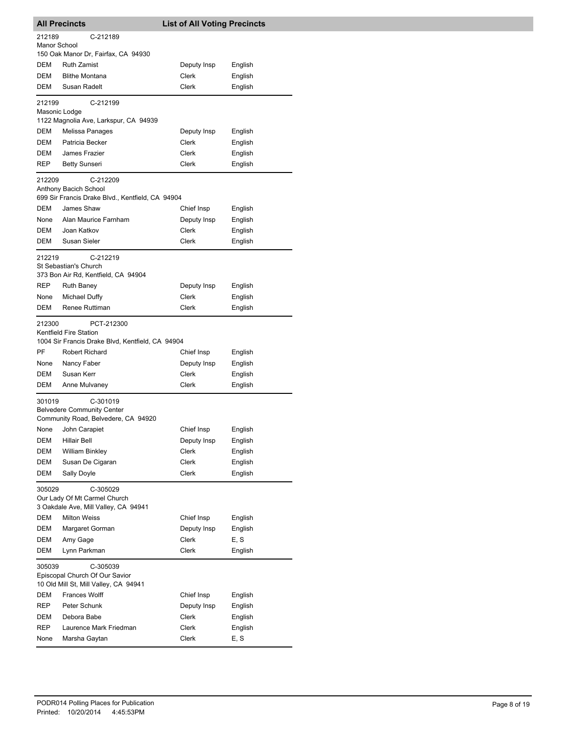**All Precincts** | **List of All Voting Precincts**

**212189** C-212189
Manor School
150 Oak Manor Dr, Fairfax, CA 94930

| | | | |
|---|---|---|---|
| DEM | Ruth Zamist | Deputy Insp | English |
| DEM | Blithe Montana | Clerk | English |
| DEM | Susan Radelt | Clerk | English |

**212199** C-212199
Masonic Lodge
1122 Magnolia Ave, Larkspur, CA 94939

| | | | |
|---|---|---|---|
| DEM | Melissa Panages | Deputy Insp | English |
| DEM | Patricia Becker | Clerk | English |
| DEM | James Frazier | Clerk | English |
| REP | Betty Sunseri | Clerk | English |

**212209** C-212209
Anthony Bacich School
699 Sir Francis Drake Blvd., Kentfield, CA 94904

| | | | |
|---|---|---|---|
| DEM | James Shaw | Chief Insp | English |
| None | Alan Maurice Farnham | Deputy Insp | English |
| DEM | Joan Katkov | Clerk | English |
| DEM | Susan Sieler | Clerk | English |

**212219** C-212219
St Sebastian's Church
373 Bon Air Rd, Kentfield, CA 94904

| | | | |
|---|---|---|---|
| REP | Ruth Baney | Deputy Insp | English |
| None | Michael Duffy | Clerk | English |
| DEM | Renee Ruttiman | Clerk | English |

**212300** PCT-212300
Kentfield Fire Station
1004 Sir Francis Drake Blvd, Kentfield, CA 94904

| | | | |
|---|---|---|---|
| PF | Robert Richard | Chief Insp | English |
| None | Nancy Faber | Deputy Insp | English |
| DEM | Susan Kerr | Clerk | English |
| DEM | Anne Mulvaney | Clerk | English |

**301019** C-301019
Belvedere Community Center
Community Road, Belvedere, CA 94920

| | | | |
|---|---|---|---|
| None | John Carapiet | Chief Insp | English |
| DEM | Hillair Bell | Deputy Insp | English |
| DEM | William Binkley | Clerk | English |
| DEM | Susan De Cigaran | Clerk | English |
| DEM | Sally Doyle | Clerk | English |

**305029** C-305029
Our Lady Of Mt Carmel Church
3 Oakdale Ave, Mill Valley, CA 94941

| | | | |
|---|---|---|---|
| DEM | Milton Weiss | Chief Insp | English |
| DEM | Margaret Gorman | Deputy Insp | English |
| DEM | Amy Gage | Clerk | E, S |
| DEM | Lynn Parkman | Clerk | English |

**305039** C-305039
Episcopal Church Of Our Savior
10 Old Mill St, Mill Valley, CA 94941

| | | | |
|---|---|---|---|
| DEM | Frances Wolff | Chief Insp | English |
| REP | Peter Schunk | Deputy Insp | English |
| DEM | Debora Babe | Clerk | English |
| REP | Laurence Mark Friedman | Clerk | English |
| None | Marsha Gaytan | Clerk | E, S |

PODR014 Polling Places for Publication
Printed: 10/20/2014 4:45:53PM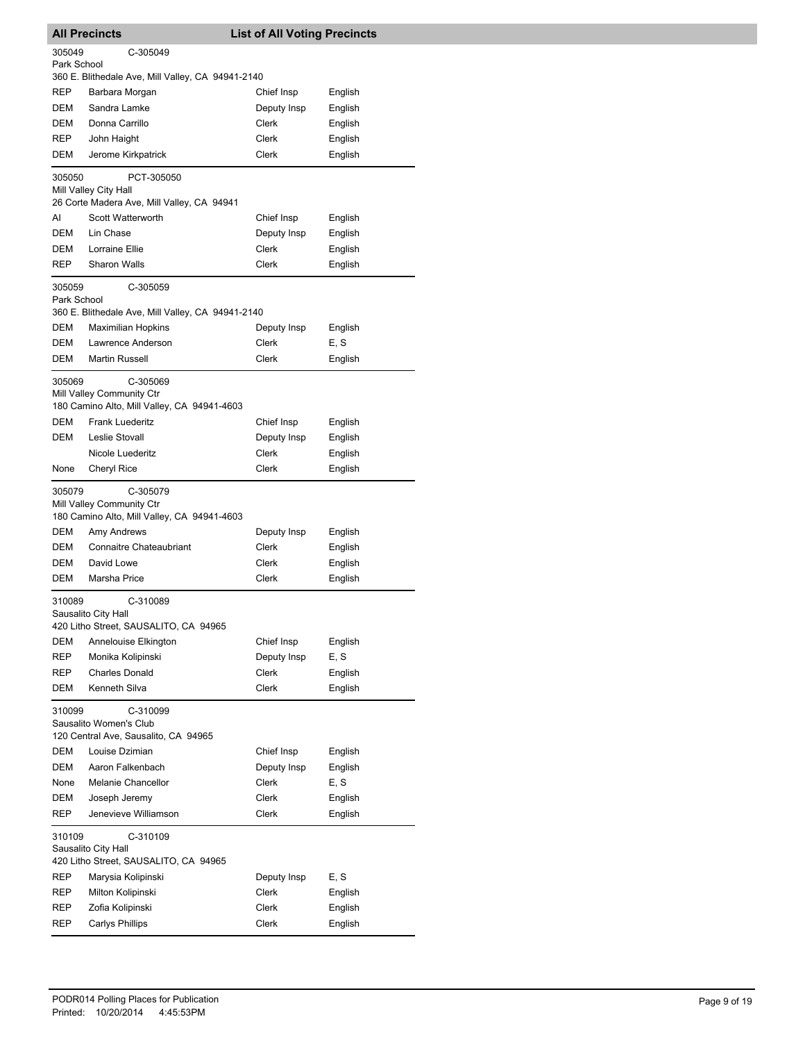**All Precincts** **List of All Voting Precincts**

305049 C-305049
Park School
360 E. Blithedale Ave, Mill Valley, CA 94941-2140

| | | | |
|---|---|---|---|
| REP | Barbara Morgan | Chief Insp | English |
| DEM | Sandra Lamke | Deputy Insp | English |
| DEM | Donna Carrillo | Clerk | English |
| REP | John Haight | Clerk | English |
| DEM | Jerome Kirkpatrick | Clerk | English |

305050 PCT-305050
Mill Valley City Hall
26 Corte Madera Ave, Mill Valley, CA 94941

| | | | |
|---|---|---|---|
| AI | Scott Watterworth | Chief Insp | English |
| DEM | Lin Chase | Deputy Insp | English |
| DEM | Lorraine Ellie | Clerk | English |
| REP | Sharon Walls | Clerk | English |

305059 C-305059
Park School
360 E. Blithedale Ave, Mill Valley, CA 94941-2140

| | | | |
|---|---|---|---|
| DEM | Maximilian Hopkins | Deputy Insp | English |
| DEM | Lawrence Anderson | Clerk | E, S |
| DEM | Martin Russell | Clerk | English |

305069 C-305069
Mill Valley Community Ctr
180 Camino Alto, Mill Valley, CA 94941-4603

| | | | |
|---|---|---|---|
| DEM | Frank Luederitz | Chief Insp | English |
| DEM | Leslie Stovall | Deputy Insp | English |
| | Nicole Luederitz | Clerk | English |
| None | Cheryl Rice | Clerk | English |

305079 C-305079
Mill Valley Community Ctr
180 Camino Alto, Mill Valley, CA 94941-4603

| | | | |
|---|---|---|---|
| DEM | Amy Andrews | Deputy Insp | English |
| DEM | Connaitre Chateaubriant | Clerk | English |
| DEM | David Lowe | Clerk | English |
| DEM | Marsha Price | Clerk | English |

310089 C-310089
Sausalito City Hall
420 Litho Street, SAUSALITO, CA 94965

| | | | |
|---|---|---|---|
| DEM | Annelouise Elkington | Chief Insp | English |
| REP | Monika Kolipinski | Deputy Insp | E, S |
| REP | Charles Donald | Clerk | English |
| DEM | Kenneth Silva | Clerk | English |

310099 C-310099
Sausalito Women's Club
120 Central Ave, Sausalito, CA 94965

| | | | |
|---|---|---|---|
| DEM | Louise Dzimian | Chief Insp | English |
| DEM | Aaron Falkenbach | Deputy Insp | English |
| None | Melanie Chancellor | Clerk | E, S |
| DEM | Joseph Jeremy | Clerk | English |
| REP | Jenevieve Williamson | Clerk | English |

310109 C-310109
Sausalito City Hall
420 Litho Street, SAUSALITO, CA 94965

| | | | |
|---|---|---|---|
| REP | Marysia Kolipinski | Deputy Insp | E, S |
| REP | Milton Kolipinski | Clerk | English |
| REP | Zofia Kolipinski | Clerk | English |
| REP | Carlys Phillips | Clerk | English |

PODR014 Polling Places for Publication
Printed: 10/20/2014 4:45:53PM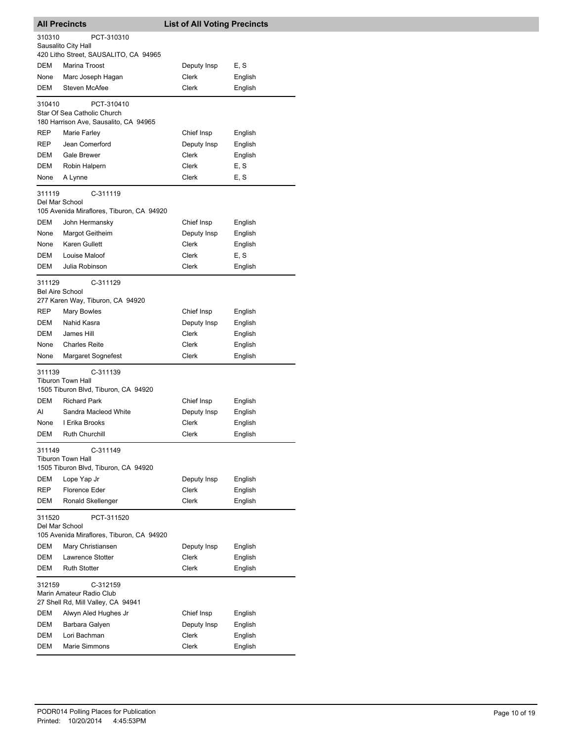## All Precincts — List of All Voting Precincts

**310310** PCT-310310
Sausalito City Hall
420 Litho Street, SAUSALITO, CA 94965

| Party | Name | Position | Language |
|---|---|---|---|
| DEM | Marina Troost | Deputy Insp | E, S |
| None | Marc Joseph Hagan | Clerk | English |
| DEM | Steven McAfee | Clerk | English |

**310410** PCT-310410
Star Of Sea Catholic Church
180 Harrison Ave, Sausalito, CA 94965

| Party | Name | Position | Language |
|---|---|---|---|
| REP | Marie Farley | Chief Insp | English |
| REP | Jean Comerford | Deputy Insp | English |
| DEM | Gale Brewer | Clerk | English |
| DEM | Robin Halpern | Clerk | E, S |
| None | A Lynne | Clerk | E, S |

**311119** C-311119
Del Mar School
105 Avenida Miraflores, Tiburon, CA 94920

| Party | Name | Position | Language |
|---|---|---|---|
| DEM | John Hermansky | Chief Insp | English |
| None | Margot Geitheim | Deputy Insp | English |
| None | Karen Gullett | Clerk | English |
| DEM | Louise Maloof | Clerk | E, S |
| DEM | Julia Robinson | Clerk | English |

**311129** C-311129
Bel Aire School
277 Karen Way, Tiburon, CA 94920

| Party | Name | Position | Language |
|---|---|---|---|
| REP | Mary Bowles | Chief Insp | English |
| DEM | Nahid Kasra | Deputy Insp | English |
| DEM | James Hill | Clerk | English |
| None | Charles Reite | Clerk | English |
| None | Margaret Sognefest | Clerk | English |

**311139** C-311139
Tiburon Town Hall
1505 Tiburon Blvd, Tiburon, CA 94920

| Party | Name | Position | Language |
|---|---|---|---|
| DEM | Richard Park | Chief Insp | English |
| AI | Sandra Macleod White | Deputy Insp | English |
| None | I Erika Brooks | Clerk | English |
| DEM | Ruth Churchill | Clerk | English |

**311149** C-311149
Tiburon Town Hall
1505 Tiburon Blvd, Tiburon, CA 94920

| Party | Name | Position | Language |
|---|---|---|---|
| DEM | Lope Yap Jr | Deputy Insp | English |
| REP | Florence Eder | Clerk | English |
| DEM | Ronald Skellenger | Clerk | English |

**311520** PCT-311520
Del Mar School
105 Avenida Miraflores, Tiburon, CA 94920

| Party | Name | Position | Language |
|---|---|---|---|
| DEM | Mary Christiansen | Deputy Insp | English |
| DEM | Lawrence Stotter | Clerk | English |
| DEM | Ruth Stotter | Clerk | English |

**312159** C-312159
Marin Amateur Radio Club
27 Shell Rd, Mill Valley, CA 94941

| Party | Name | Position | Language |
|---|---|---|---|
| DEM | Alwyn Aled Hughes Jr | Chief Insp | English |
| DEM | Barbara Galyen | Deputy Insp | English |
| DEM | Lori Bachman | Clerk | English |
| DEM | Marie Simmons | Clerk | English |

PODR014 Polling Places for Publication
Printed: 10/20/2014 4:45:53PM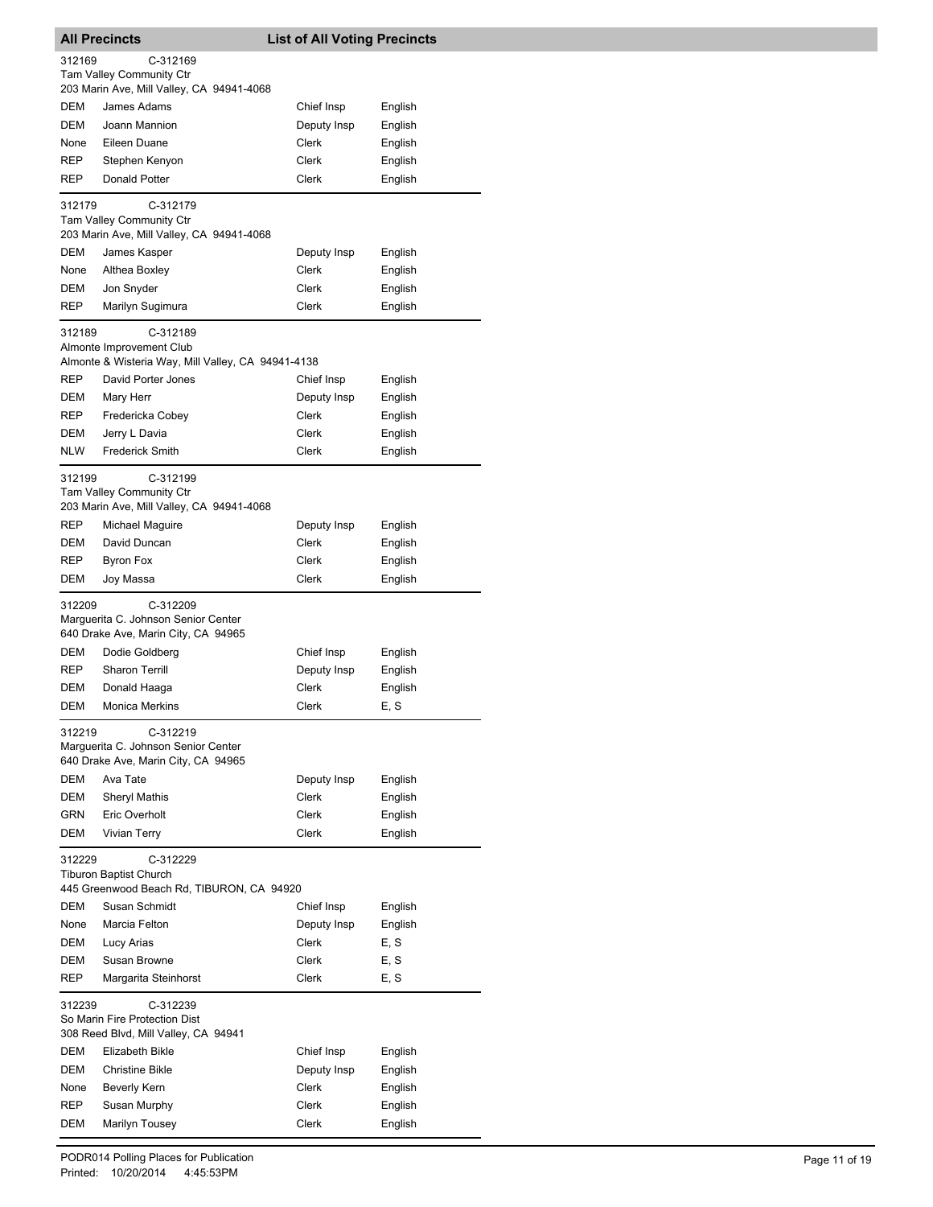## All Precincts — List of All Voting Precincts

**312169** C-312169
Tam Valley Community Ctr
203 Marin Ave, Mill Valley, CA 94941-4068

| Party | Name | Position | Language |
|---|---|---|---|
| DEM | James Adams | Chief Insp | English |
| DEM | Joann Mannion | Deputy Insp | English |
| None | Eileen Duane | Clerk | English |
| REP | Stephen Kenyon | Clerk | English |
| REP | Donald Potter | Clerk | English |

**312179** C-312179
Tam Valley Community Ctr
203 Marin Ave, Mill Valley, CA 94941-4068

| Party | Name | Position | Language |
|---|---|---|---|
| DEM | James Kasper | Deputy Insp | English |
| None | Althea Boxley | Clerk | English |
| DEM | Jon Snyder | Clerk | English |
| REP | Marilyn Sugimura | Clerk | English |

**312189** C-312189
Almonte Improvement Club
Almonte & Wisteria Way, Mill Valley, CA 94941-4138

| Party | Name | Position | Language |
|---|---|---|---|
| REP | David Porter Jones | Chief Insp | English |
| DEM | Mary Herr | Deputy Insp | English |
| REP | Fredericka Cobey | Clerk | English |
| DEM | Jerry L Davia | Clerk | English |
| NLW | Frederick Smith | Clerk | English |

**312199** C-312199
Tam Valley Community Ctr
203 Marin Ave, Mill Valley, CA 94941-4068

| Party | Name | Position | Language |
|---|---|---|---|
| REP | Michael Maguire | Deputy Insp | English |
| DEM | David Duncan | Clerk | English |
| REP | Byron Fox | Clerk | English |
| DEM | Joy Massa | Clerk | English |

**312209** C-312209
Marguerita C. Johnson Senior Center
640 Drake Ave, Marin City, CA 94965

| Party | Name | Position | Language |
|---|---|---|---|
| DEM | Dodie Goldberg | Chief Insp | English |
| REP | Sharon Terrill | Deputy Insp | English |
| DEM | Donald Haaga | Clerk | English |
| DEM | Monica Merkins | Clerk | E, S |

**312219** C-312219
Marguerita C. Johnson Senior Center
640 Drake Ave, Marin City, CA 94965

| Party | Name | Position | Language |
|---|---|---|---|
| DEM | Ava Tate | Deputy Insp | English |
| DEM | Sheryl Mathis | Clerk | English |
| GRN | Eric Overholt | Clerk | English |
| DEM | Vivian Terry | Clerk | English |

**312229** C-312229
Tiburon Baptist Church
445 Greenwood Beach Rd, TIBURON, CA 94920

| Party | Name | Position | Language |
|---|---|---|---|
| DEM | Susan Schmidt | Chief Insp | English |
| None | Marcia Felton | Deputy Insp | English |
| DEM | Lucy Arias | Clerk | E, S |
| DEM | Susan Browne | Clerk | E, S |
| REP | Margarita Steinhorst | Clerk | E, S |

**312239** C-312239
So Marin Fire Protection Dist
308 Reed Blvd, Mill Valley, CA 94941

| Party | Name | Position | Language |
|---|---|---|---|
| DEM | Elizabeth Bikle | Chief Insp | English |
| DEM | Christine Bikle | Deputy Insp | English |
| None | Beverly Kern | Clerk | English |
| REP | Susan Murphy | Clerk | English |
| DEM | Marilyn Tousey | Clerk | English |

PODR014 Polling Places for Publication
Printed: 10/20/2014 4:45:53PM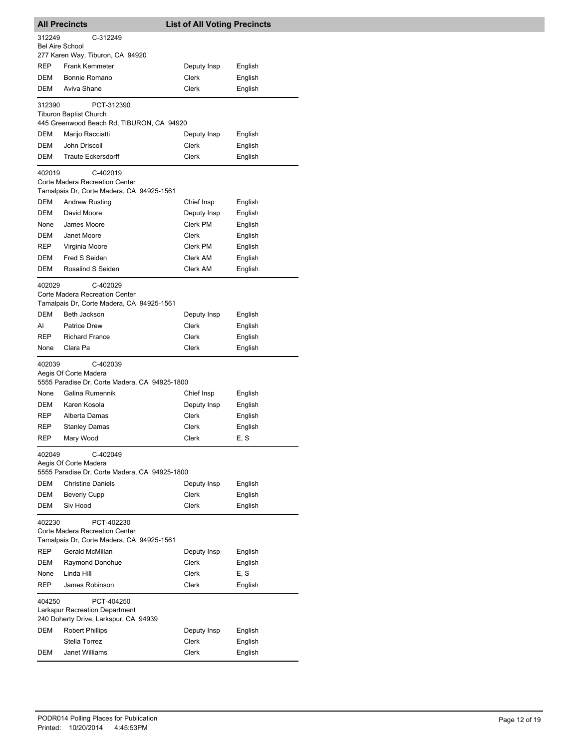## All Precincts — List of All Voting Precincts

**312249** C-312249
Bel Aire School
277 Karen Way, Tiburon, CA 94920

| Party | Name | Position | Language |
|---|---|---|---|
| REP | Frank Kemmeter | Deputy Insp | English |
| DEM | Bonnie Romano | Clerk | English |
| DEM | Aviva Shane | Clerk | English |

**312390** PCT-312390
Tiburon Baptist Church
445 Greenwood Beach Rd, TIBURON, CA 94920

| Party | Name | Position | Language |
|---|---|---|---|
| DEM | Marijo Racciatti | Deputy Insp | English |
| DEM | John Driscoll | Clerk | English |
| DEM | Traute Eckersdorff | Clerk | English |

**402019** C-402019
Corte Madera Recreation Center
Tamalpais Dr, Corte Madera, CA 94925-1561

| Party | Name | Position | Language |
|---|---|---|---|
| DEM | Andrew Rusting | Chief Insp | English |
| DEM | David Moore | Deputy Insp | English |
| None | James Moore | Clerk PM | English |
| DEM | Janet Moore | Clerk | English |
| REP | Virginia Moore | Clerk PM | English |
| DEM | Fred S Seiden | Clerk AM | English |
| DEM | Rosalind S Seiden | Clerk AM | English |

**402029** C-402029
Corte Madera Recreation Center
Tamalpais Dr, Corte Madera, CA 94925-1561

| Party | Name | Position | Language |
|---|---|---|---|
| DEM | Beth Jackson | Deputy Insp | English |
| AI | Patrice Drew | Clerk | English |
| REP | Richard France | Clerk | English |
| None | Clara Pa | Clerk | English |

**402039** C-402039
Aegis Of Corte Madera
5555 Paradise Dr, Corte Madera, CA 94925-1800

| Party | Name | Position | Language |
|---|---|---|---|
| None | Galina Rumennik | Chief Insp | English |
| DEM | Karen Kosola | Deputy Insp | English |
| REP | Alberta Damas | Clerk | English |
| REP | Stanley Damas | Clerk | English |
| REP | Mary Wood | Clerk | E, S |

**402049** C-402049
Aegis Of Corte Madera
5555 Paradise Dr, Corte Madera, CA 94925-1800

| Party | Name | Position | Language |
|---|---|---|---|
| DEM | Christine Daniels | Deputy Insp | English |
| DEM | Beverly Cupp | Clerk | English |
| DEM | Siv Hood | Clerk | English |

**402230** PCT-402230
Corte Madera Recreation Center
Tamalpais Dr, Corte Madera, CA 94925-1561

| Party | Name | Position | Language |
|---|---|---|---|
| REP | Gerald McMillan | Deputy Insp | English |
| DEM | Raymond Donohue | Clerk | English |
| None | Linda Hill | Clerk | E, S |
| REP | James Robinson | Clerk | English |

**404250** PCT-404250
Larkspur Recreation Department
240 Doherty Drive, Larkspur, CA 94939

| Party | Name | Position | Language |
|---|---|---|---|
| DEM | Robert Phillips | Deputy Insp | English |
| | Stella Torrez | Clerk | English |
| DEM | Janet Williams | Clerk | English |

PODR014 Polling Places for Publication
Printed: 10/20/2014 4:45:53PM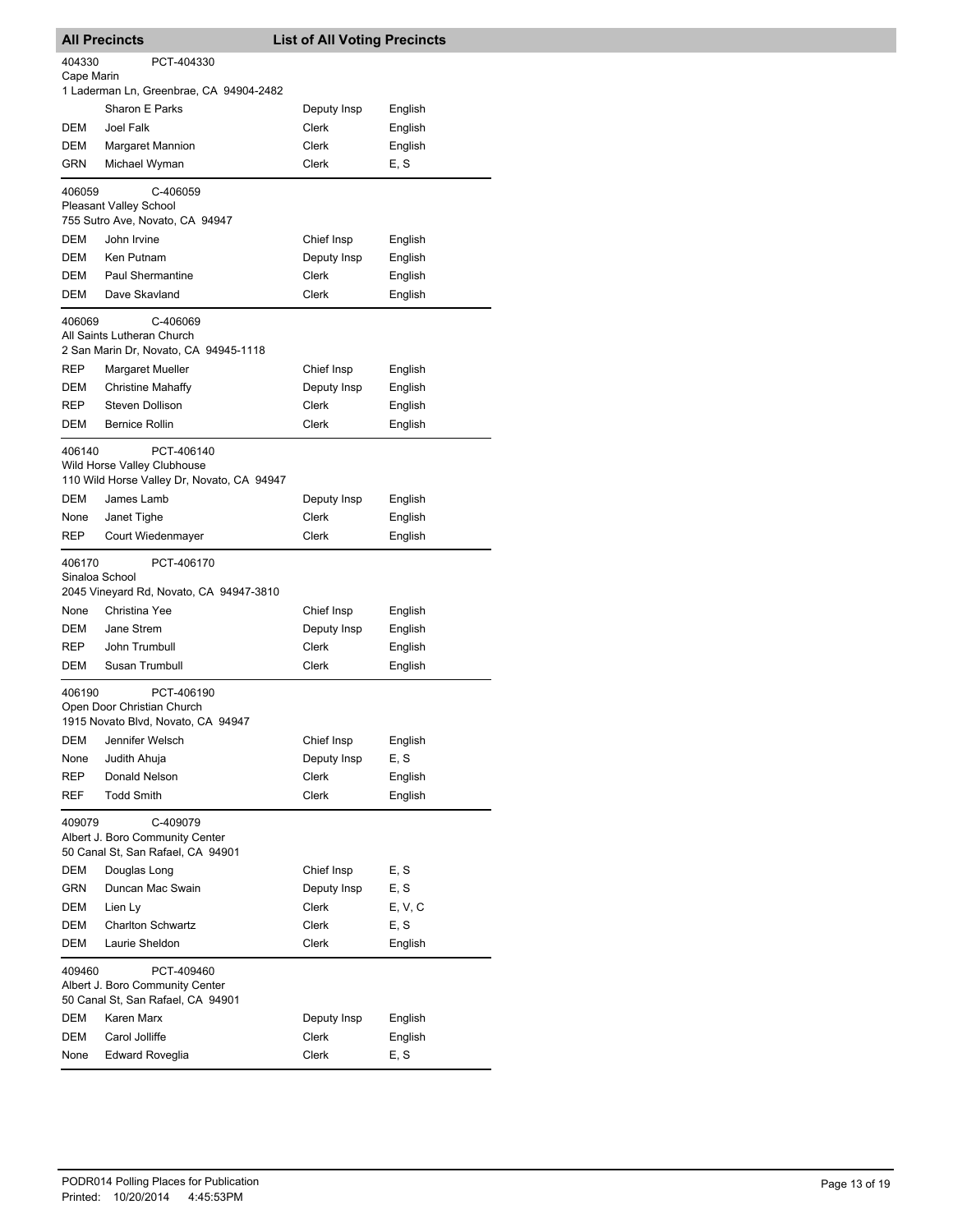## All Precincts — List of All Voting Precincts

**404330** PCT-404330
Cape Marin
1 Laderman Ln, Greenbrae, CA 94904-2482

| Party | Name | Role | Language |
|---|---|---|---|
| | Sharon E Parks | Deputy Insp | English |
| DEM | Joel Falk | Clerk | English |
| DEM | Margaret Mannion | Clerk | English |
| GRN | Michael Wyman | Clerk | E, S |

**406059** C-406059
Pleasant Valley School
755 Sutro Ave, Novato, CA 94947

| Party | Name | Role | Language |
|---|---|---|---|
| DEM | John Irvine | Chief Insp | English |
| DEM | Ken Putnam | Deputy Insp | English |
| DEM | Paul Shermantine | Clerk | English |
| DEM | Dave Skavland | Clerk | English |

**406069** C-406069
All Saints Lutheran Church
2 San Marin Dr, Novato, CA 94945-1118

| Party | Name | Role | Language |
|---|---|---|---|
| REP | Margaret Mueller | Chief Insp | English |
| DEM | Christine Mahaffy | Deputy Insp | English |
| REP | Steven Dollison | Clerk | English |
| DEM | Bernice Rollin | Clerk | English |

**406140** PCT-406140
Wild Horse Valley Clubhouse
110 Wild Horse Valley Dr, Novato, CA 94947

| Party | Name | Role | Language |
|---|---|---|---|
| DEM | James Lamb | Deputy Insp | English |
| None | Janet Tighe | Clerk | English |
| REP | Court Wiedenmayer | Clerk | English |

**406170** PCT-406170
Sinaloa School
2045 Vineyard Rd, Novato, CA 94947-3810

| Party | Name | Role | Language |
|---|---|---|---|
| None | Christina Yee | Chief Insp | English |
| DEM | Jane Strem | Deputy Insp | English |
| REP | John Trumbull | Clerk | English |
| DEM | Susan Trumbull | Clerk | English |

**406190** PCT-406190
Open Door Christian Church
1915 Novato Blvd, Novato, CA 94947

| Party | Name | Role | Language |
|---|---|---|---|
| DEM | Jennifer Welsch | Chief Insp | English |
| None | Judith Ahuja | Deputy Insp | E, S |
| REP | Donald Nelson | Clerk | English |
| REF | Todd Smith | Clerk | English |

**409079** C-409079
Albert J. Boro Community Center
50 Canal St, San Rafael, CA 94901

| Party | Name | Role | Language |
|---|---|---|---|
| DEM | Douglas Long | Chief Insp | E, S |
| GRN | Duncan Mac Swain | Deputy Insp | E, S |
| DEM | Lien Ly | Clerk | E, V, C |
| DEM | Charlton Schwartz | Clerk | E, S |
| DEM | Laurie Sheldon | Clerk | English |

**409460** PCT-409460
Albert J. Boro Community Center
50 Canal St, San Rafael, CA 94901

| Party | Name | Role | Language |
|---|---|---|---|
| DEM | Karen Marx | Deputy Insp | English |
| DEM | Carol Jolliffe | Clerk | English |
| None | Edward Roveglia | Clerk | E, S |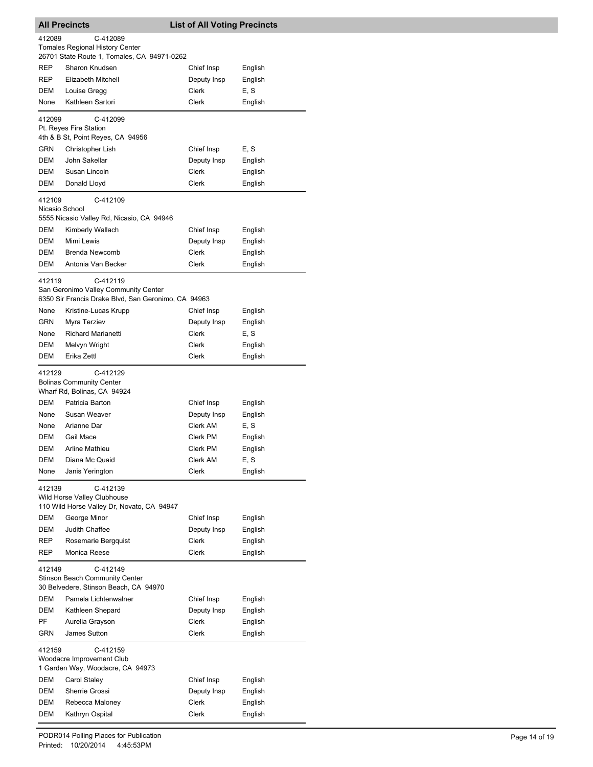## All Precincts — List of All Voting Precincts

**412089** C-412089
Tomales Regional History Center
26701 State Route 1, Tomales, CA 94971-0262

| Party | Name | Position | Language |
|---|---|---|---|
| REP | Sharon Knudsen | Chief Insp | English |
| REP | Elizabeth Mitchell | Deputy Insp | English |
| DEM | Louise Gregg | Clerk | E, S |
| None | Kathleen Sartori | Clerk | English |

**412099** C-412099
Pt. Reyes Fire Station
4th & B St, Point Reyes, CA 94956

| Party | Name | Position | Language |
|---|---|---|---|
| GRN | Christopher Lish | Chief Insp | E, S |
| DEM | John Sakellar | Deputy Insp | English |
| DEM | Susan Lincoln | Clerk | English |
| DEM | Donald Lloyd | Clerk | English |

**412109** C-412109
Nicasio School
5555 Nicasio Valley Rd, Nicasio, CA 94946

| Party | Name | Position | Language |
|---|---|---|---|
| DEM | Kimberly Wallach | Chief Insp | English |
| DEM | Mimi Lewis | Deputy Insp | English |
| DEM | Brenda Newcomb | Clerk | English |
| DEM | Antonia Van Becker | Clerk | English |

**412119** C-412119
San Geronimo Valley Community Center
6350 Sir Francis Drake Blvd, San Geronimo, CA 94963

| Party | Name | Position | Language |
|---|---|---|---|
| None | Kristine-Lucas Krupp | Chief Insp | English |
| GRN | Myra Terziev | Deputy Insp | English |
| None | Richard Marianetti | Clerk | E, S |
| DEM | Melvyn Wright | Clerk | English |
| DEM | Erika Zettl | Clerk | English |

**412129** C-412129
Bolinas Community Center
Wharf Rd, Bolinas, CA 94924

| Party | Name | Position | Language |
|---|---|---|---|
| DEM | Patricia Barton | Chief Insp | English |
| None | Susan Weaver | Deputy Insp | English |
| None | Arianne Dar | Clerk AM | E, S |
| DEM | Gail Mace | Clerk PM | English |
| DEM | Arline Mathieu | Clerk PM | English |
| DEM | Diana Mc Quaid | Clerk AM | E, S |
| None | Janis Yerington | Clerk | English |

**412139** C-412139
Wild Horse Valley Clubhouse
110 Wild Horse Valley Dr, Novato, CA 94947

| Party | Name | Position | Language |
|---|---|---|---|
| DEM | George Minor | Chief Insp | English |
| DEM | Judith Chaffee | Deputy Insp | English |
| REP | Rosemarie Bergquist | Clerk | English |
| REP | Monica Reese | Clerk | English |

**412149** C-412149
Stinson Beach Community Center
30 Belvedere, Stinson Beach, CA 94970

| Party | Name | Position | Language |
|---|---|---|---|
| DEM | Pamela Lichtenwalner | Chief Insp | English |
| DEM | Kathleen Shepard | Deputy Insp | English |
| PF | Aurelia Grayson | Clerk | English |
| GRN | James Sutton | Clerk | English |

**412159** C-412159
Woodacre Improvement Club
1 Garden Way, Woodacre, CA 94973

| Party | Name | Position | Language |
|---|---|---|---|
| DEM | Carol Staley | Chief Insp | English |
| DEM | Sherrie Grossi | Deputy Insp | English |
| DEM | Rebecca Maloney | Clerk | English |
| DEM | Kathryn Ospital | Clerk | English |

PODR014 Polling Places for Publication
Printed: 10/20/2014 4:45:53PM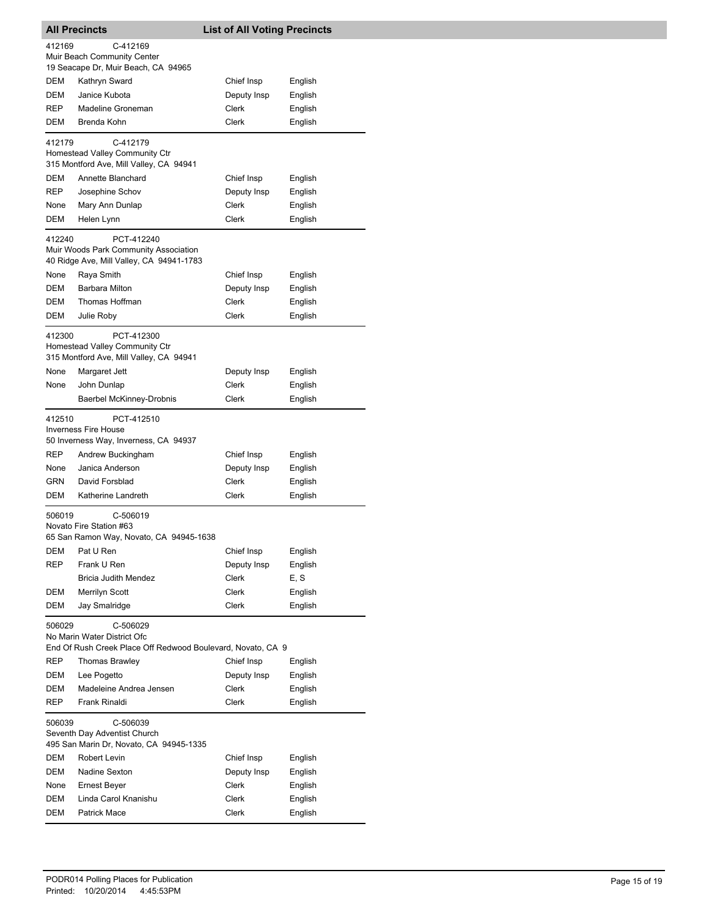## All Precincts — List of All Voting Precincts

**412169** C-412169
Muir Beach Community Center
19 Seacape Dr, Muir Beach, CA 94965

| Party | Name | Position | Language |
|---|---|---|---|
| DEM | Kathryn Sward | Chief Insp | English |
| DEM | Janice Kubota | Deputy Insp | English |
| REP | Madeline Groneman | Clerk | English |
| DEM | Brenda Kohn | Clerk | English |

**412179** C-412179
Homestead Valley Community Ctr
315 Montford Ave, Mill Valley, CA 94941

| Party | Name | Position | Language |
|---|---|---|---|
| DEM | Annette Blanchard | Chief Insp | English |
| REP | Josephine Schov | Deputy Insp | English |
| None | Mary Ann Dunlap | Clerk | English |
| DEM | Helen Lynn | Clerk | English |

**412240** PCT-412240
Muir Woods Park Community Association
40 Ridge Ave, Mill Valley, CA 94941-1783

| Party | Name | Position | Language |
|---|---|---|---|
| None | Raya Smith | Chief Insp | English |
| DEM | Barbara Milton | Deputy Insp | English |
| DEM | Thomas Hoffman | Clerk | English |
| DEM | Julie Roby | Clerk | English |

**412300** PCT-412300
Homestead Valley Community Ctr
315 Montford Ave, Mill Valley, CA 94941

| Party | Name | Position | Language |
|---|---|---|---|
| None | Margaret Jett | Deputy Insp | English |
| None | John Dunlap | Clerk | English |
| | Baerbel McKinney-Drobnis | Clerk | English |

**412510** PCT-412510
Inverness Fire House
50 Inverness Way, Inverness, CA 94937

| Party | Name | Position | Language |
|---|---|---|---|
| REP | Andrew Buckingham | Chief Insp | English |
| None | Janica Anderson | Deputy Insp | English |
| GRN | David Forsblad | Clerk | English |
| DEM | Katherine Landreth | Clerk | English |

**506019** C-506019
Novato Fire Station #63
65 San Ramon Way, Novato, CA 94945-1638

| Party | Name | Position | Language |
|---|---|---|---|
| DEM | Pat U Ren | Chief Insp | English |
| REP | Frank U Ren | Deputy Insp | English |
| | Bricia Judith Mendez | Clerk | E, S |
| DEM | Merrilyn Scott | Clerk | English |
| DEM | Jay Smalridge | Clerk | English |

**506029** C-506029
No Marin Water District Ofc
End Of Rush Creek Place Off Redwood Boulevard, Novato, CA 9

| Party | Name | Position | Language |
|---|---|---|---|
| REP | Thomas Brawley | Chief Insp | English |
| DEM | Lee Pogetto | Deputy Insp | English |
| DEM | Madeleine Andrea Jensen | Clerk | English |
| REP | Frank Rinaldi | Clerk | English |

**506039** C-506039
Seventh Day Adventist Church
495 San Marin Dr, Novato, CA 94945-1335

| Party | Name | Position | Language |
|---|---|---|---|
| DEM | Robert Levin | Chief Insp | English |
| DEM | Nadine Sexton | Deputy Insp | English |
| None | Ernest Beyer | Clerk | English |
| DEM | Linda Carol Knanishu | Clerk | English |
| DEM | Patrick Mace | Clerk | English |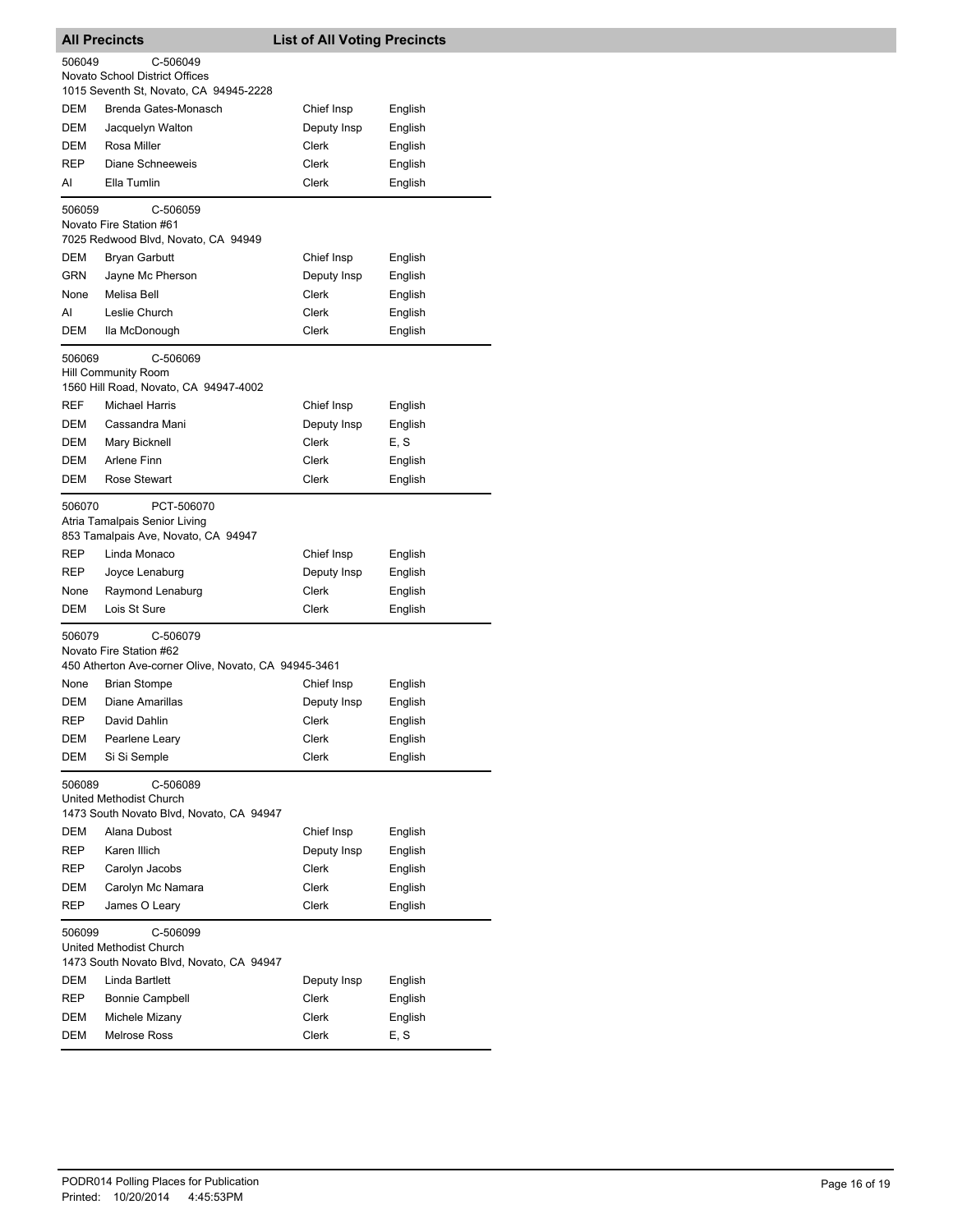## All Precincts — List of All Voting Precincts

**506049** C-506049
Novato School District Offices
1015 Seventh St, Novato, CA 94945-2228

| Party | Name | Role | Language |
|---|---|---|---|
| DEM | Brenda Gates-Monasch | Chief Insp | English |
| DEM | Jacquelyn Walton | Deputy Insp | English |
| DEM | Rosa Miller | Clerk | English |
| REP | Diane Schneeweis | Clerk | English |
| AI | Ella Tumlin | Clerk | English |

**506059** C-506059
Novato Fire Station #61
7025 Redwood Blvd, Novato, CA 94949

| Party | Name | Role | Language |
|---|---|---|---|
| DEM | Bryan Garbutt | Chief Insp | English |
| GRN | Jayne Mc Pherson | Deputy Insp | English |
| None | Melisa Bell | Clerk | English |
| AI | Leslie Church | Clerk | English |
| DEM | Ila McDonough | Clerk | English |

**506069** C-506069
Hill Community Room
1560 Hill Road, Novato, CA 94947-4002

| Party | Name | Role | Language |
|---|---|---|---|
| REF | Michael Harris | Chief Insp | English |
| DEM | Cassandra Mani | Deputy Insp | English |
| DEM | Mary Bicknell | Clerk | E, S |
| DEM | Arlene Finn | Clerk | English |
| DEM | Rose Stewart | Clerk | English |

**506070** PCT-506070
Atria Tamalpais Senior Living
853 Tamalpais Ave, Novato, CA 94947

| Party | Name | Role | Language |
|---|---|---|---|
| REP | Linda Monaco | Chief Insp | English |
| REP | Joyce Lenaburg | Deputy Insp | English |
| None | Raymond Lenaburg | Clerk | English |
| DEM | Lois St Sure | Clerk | English |

**506079** C-506079
Novato Fire Station #62
450 Atherton Ave-corner Olive, Novato, CA 94945-3461

| Party | Name | Role | Language |
|---|---|---|---|
| None | Brian Stompe | Chief Insp | English |
| DEM | Diane Amarillas | Deputy Insp | English |
| REP | David Dahlin | Clerk | English |
| DEM | Pearlene Leary | Clerk | English |
| DEM | Si Si Semple | Clerk | English |

**506089** C-506089
United Methodist Church
1473 South Novato Blvd, Novato, CA 94947

| Party | Name | Role | Language |
|---|---|---|---|
| DEM | Alana Dubost | Chief Insp | English |
| REP | Karen Illich | Deputy Insp | English |
| REP | Carolyn Jacobs | Clerk | English |
| DEM | Carolyn Mc Namara | Clerk | English |
| REP | James O Leary | Clerk | English |

**506099** C-506099
United Methodist Church
1473 South Novato Blvd, Novato, CA 94947

| Party | Name | Role | Language |
|---|---|---|---|
| DEM | Linda Bartlett | Deputy Insp | English |
| REP | Bonnie Campbell | Clerk | English |
| DEM | Michele Mizany | Clerk | English |
| DEM | Melrose Ross | Clerk | E, S |

PODR014 Polling Places for Publication
Printed: 10/20/2014 4:45:53PM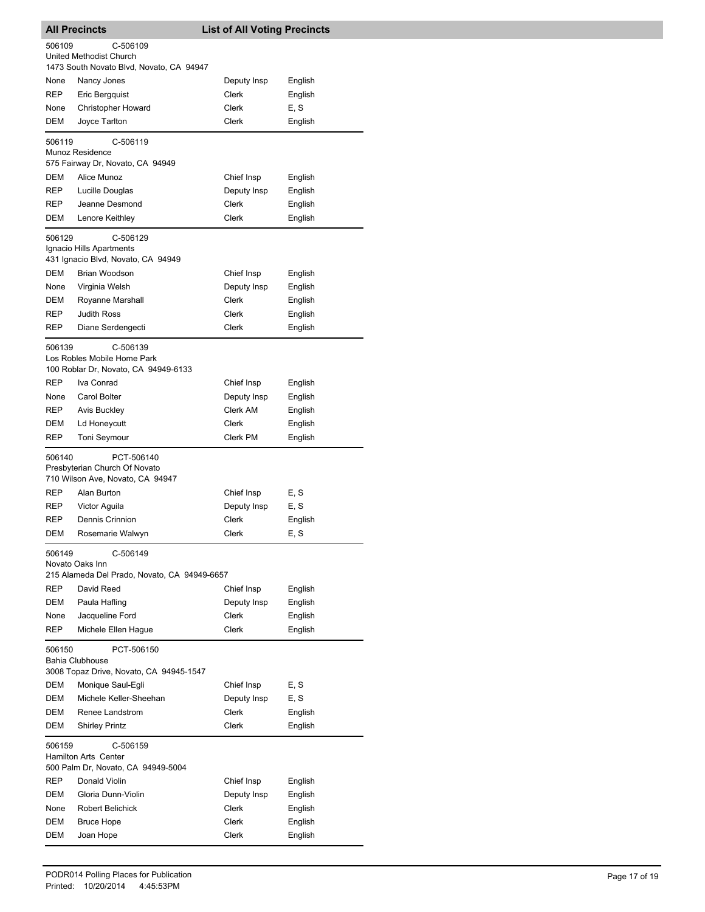## All Precincts — List of All Voting Precincts

**506109** C-506109
United Methodist Church
1473 South Novato Blvd, Novato, CA 94947

| Party | Name | Position | Language |
|---|---|---|---|
| None | Nancy Jones | Deputy Insp | English |
| REP | Eric Bergquist | Clerk | English |
| None | Christopher Howard | Clerk | E, S |
| DEM | Joyce Tarlton | Clerk | English |

**506119** C-506119
Munoz Residence
575 Fairway Dr, Novato, CA 94949

| Party | Name | Position | Language |
|---|---|---|---|
| DEM | Alice Munoz | Chief Insp | English |
| REP | Lucille Douglas | Deputy Insp | English |
| REP | Jeanne Desmond | Clerk | English |
| DEM | Lenore Keithley | Clerk | English |

**506129** C-506129
Ignacio Hills Apartments
431 Ignacio Blvd, Novato, CA 94949

| Party | Name | Position | Language |
|---|---|---|---|
| DEM | Brian Woodson | Chief Insp | English |
| None | Virginia Welsh | Deputy Insp | English |
| DEM | Royanne Marshall | Clerk | English |
| REP | Judith Ross | Clerk | English |
| REP | Diane Serdengecti | Clerk | English |

**506139** C-506139
Los Robles Mobile Home Park
100 Roblar Dr, Novato, CA 94949-6133

| Party | Name | Position | Language |
|---|---|---|---|
| REP | Iva Conrad | Chief Insp | English |
| None | Carol Bolter | Deputy Insp | English |
| REP | Avis Buckley | Clerk AM | English |
| DEM | Ld Honeycutt | Clerk | English |
| REP | Toni Seymour | Clerk PM | English |

**506140** PCT-506140
Presbyterian Church Of Novato
710 Wilson Ave, Novato, CA 94947

| Party | Name | Position | Language |
|---|---|---|---|
| REP | Alan Burton | Chief Insp | E, S |
| REP | Victor Aguila | Deputy Insp | E, S |
| REP | Dennis Crinnion | Clerk | English |
| DEM | Rosemarie Walwyn | Clerk | E, S |

**506149** C-506149
Novato Oaks Inn
215 Alameda Del Prado, Novato, CA 94949-6657

| Party | Name | Position | Language |
|---|---|---|---|
| REP | David Reed | Chief Insp | English |
| DEM | Paula Hafling | Deputy Insp | English |
| None | Jacqueline Ford | Clerk | English |
| REP | Michele Ellen Hague | Clerk | English |

**506150** PCT-506150
Bahia Clubhouse
3008 Topaz Drive, Novato, CA 94945-1547

| Party | Name | Position | Language |
|---|---|---|---|
| DEM | Monique Saul-Egli | Chief Insp | E, S |
| DEM | Michele Keller-Sheehan | Deputy Insp | E, S |
| DEM | Renee Landstrom | Clerk | English |
| DEM | Shirley Printz | Clerk | English |

**506159** C-506159
Hamilton Arts Center
500 Palm Dr, Novato, CA 94949-5004

| Party | Name | Position | Language |
|---|---|---|---|
| REP | Donald Violin | Chief Insp | English |
| DEM | Gloria Dunn-Violin | Deputy Insp | English |
| None | Robert Belichick | Clerk | English |
| DEM | Bruce Hope | Clerk | English |
| DEM | Joan Hope | Clerk | English |

PODR014 Polling Places for Publication
Printed: 10/20/2014 4:45:53PM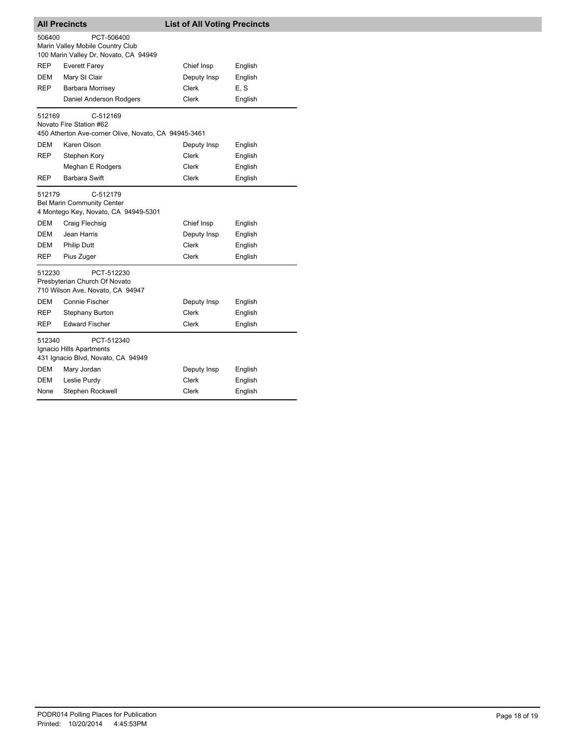## All Precincts — List of All Voting Precincts

506400 PCT-506400
Marin Valley Mobile Country Club
100 Marin Valley Dr, Novato, CA 94949

| | | | |
|---|---|---|---|
| REP | Everett Farey | Chief Insp | English |
| DEM | Mary St Clair | Deputy Insp | English |
| REP | Barbara Morrisey | Clerk | E, S |
| | Daniel Anderson Rodgers | Clerk | English |

512169 C-512169
Novato Fire Station #62
450 Atherton Ave-corner Olive, Novato, CA 94945-3461

| | | | |
|---|---|---|---|
| DEM | Karen Olson | Deputy Insp | English |
| REP | Stephen Kory | Clerk | English |
| | Meghan E Rodgers | Clerk | English |
| REP | Barbara Swift | Clerk | English |

512179 C-512179
Bel Marin Community Center
4 Montego Key, Novato, CA 94949-5301

| | | | |
|---|---|---|---|
| DEM | Craig Flechsig | Chief Insp | English |
| DEM | Jean Harris | Deputy Insp | English |
| DEM | Philip Dutt | Clerk | English |
| REP | Pius Zuger | Clerk | English |

512230 PCT-512230
Presbyterian Church Of Novato
710 Wilson Ave, Novato, CA 94947

| | | | |
|---|---|---|---|
| DEM | Connie Fischer | Deputy Insp | English |
| REP | Stephany Burton | Clerk | English |
| REP | Edward Fischer | Clerk | English |

512340 PCT-512340
Ignacio Hills Apartments
431 Ignacio Blvd, Novato, CA 94949

| | | | |
|---|---|---|---|
| DEM | Mary Jordan | Deputy Insp | English |
| DEM | Leslie Purdy | Clerk | English |
| None | Stephen Rockwell | Clerk | English |

PODR014 Polling Places for Publication
Printed: 10/20/2014 4:45:53PM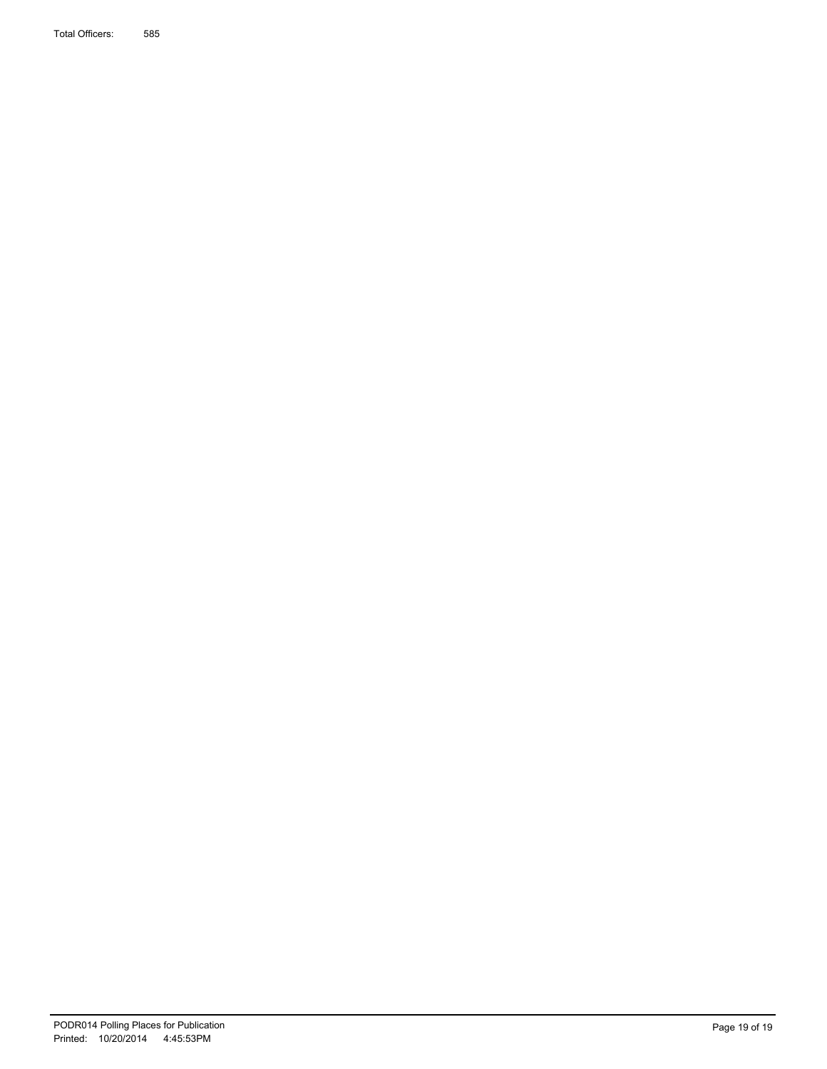Total Officers: 585